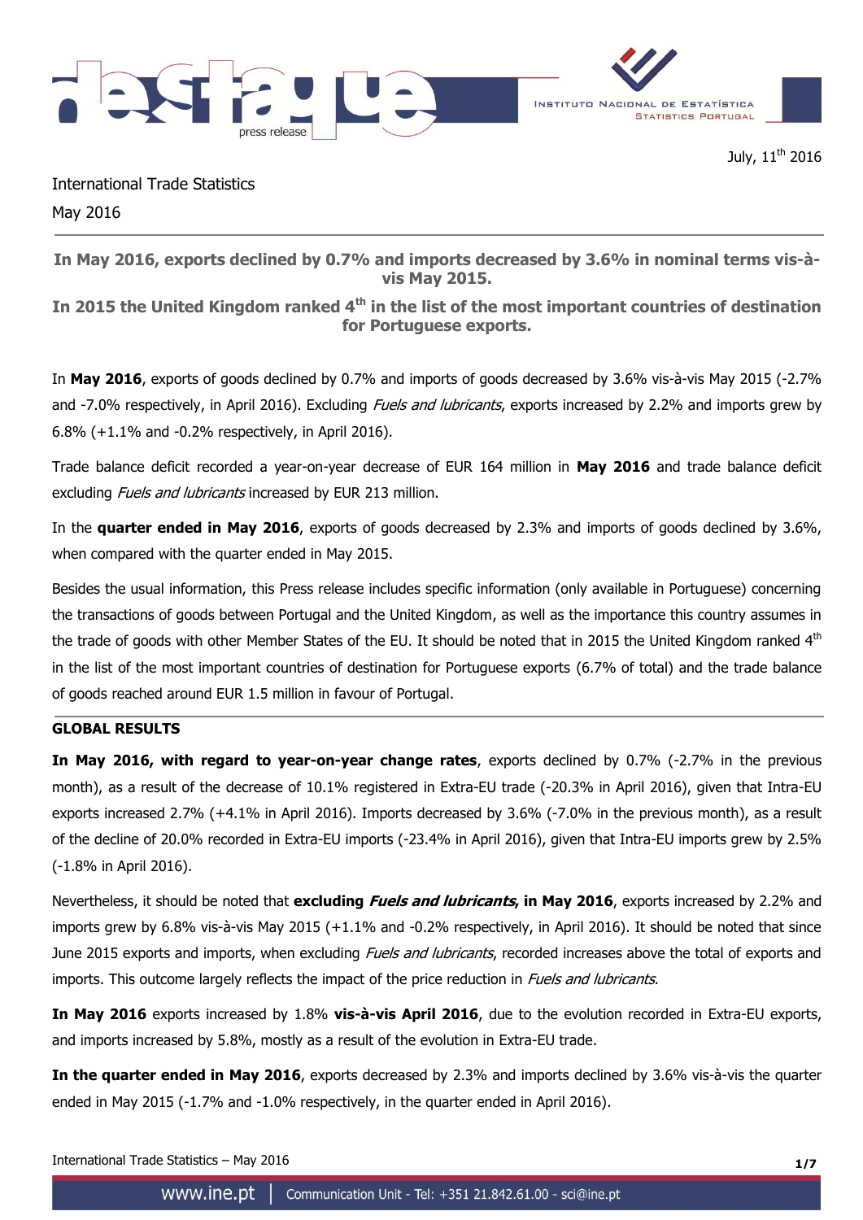July, 11th 2016

International Trade Statistics

May 2016

**In May 2016, exports declined by 0.7% and imports decreased by 3.6% in nominal terms vis-à-vis May 2015.**

**In 2015 the United Kingdom ranked 4th in the list of the most important countries of destination for Portuguese exports.**

In **May 2016**, exports of goods declined by 0.7% and imports of goods decreased by 3.6% vis-à-vis May 2015 (-2.7% and -7.0% respectively, in April 2016). Excluding *Fuels and lubricants*, exports increased by 2.2% and imports grew by 6.8% (+1.1% and -0.2% respectively, in April 2016).

Trade balance deficit recorded a year-on-year decrease of EUR 164 million in **May 2016** and trade balance deficit excluding *Fuels and lubricants* increased by EUR 213 million.

In the **quarter ended in May 2016**, exports of goods decreased by 2.3% and imports of goods declined by 3.6%, when compared with the quarter ended in May 2015.

Besides the usual information, this Press release includes specific information (only available in Portuguese) concerning the transactions of goods between Portugal and the United Kingdom, as well as the importance this country assumes in the trade of goods with other Member States of the EU. It should be noted that in 2015 the United Kingdom ranked 4th in the list of the most important countries of destination for Portuguese exports (6.7% of total) and the trade balance of goods reached around EUR 1.5 million in favour of Portugal.

## GLOBAL RESULTS

**In May 2016, with regard to year-on-year change rates**, exports declined by 0.7% (-2.7% in the previous month), as a result of the decrease of 10.1% registered in Extra-EU trade (-20.3% in April 2016), given that Intra-EU exports increased 2.7% (+4.1% in April 2016). Imports decreased by 3.6% (-7.0% in the previous month), as a result of the decline of 20.0% recorded in Extra-EU imports (-23.4% in April 2016), given that Intra-EU imports grew by 2.5% (-1.8% in April 2016).

Nevertheless, it should be noted that **excluding *Fuels and lubricants*, in May 2016**, exports increased by 2.2% and imports grew by 6.8% vis-à-vis May 2015 (+1.1% and -0.2% respectively, in April 2016). It should be noted that since June 2015 exports and imports, when excluding *Fuels and lubricants*, recorded increases above the total of exports and imports. This outcome largely reflects the impact of the price reduction in *Fuels and lubricants*.

**In May 2016** exports increased by 1.8% **vis-à-vis April 2016**, due to the evolution recorded in Extra-EU exports, and imports increased by 5.8%, mostly as a result of the evolution in Extra-EU trade.

**In the quarter ended in May 2016**, exports decreased by 2.3% and imports declined by 3.6% vis-à-vis the quarter ended in May 2015 (-1.7% and -1.0% respectively, in the quarter ended in April 2016).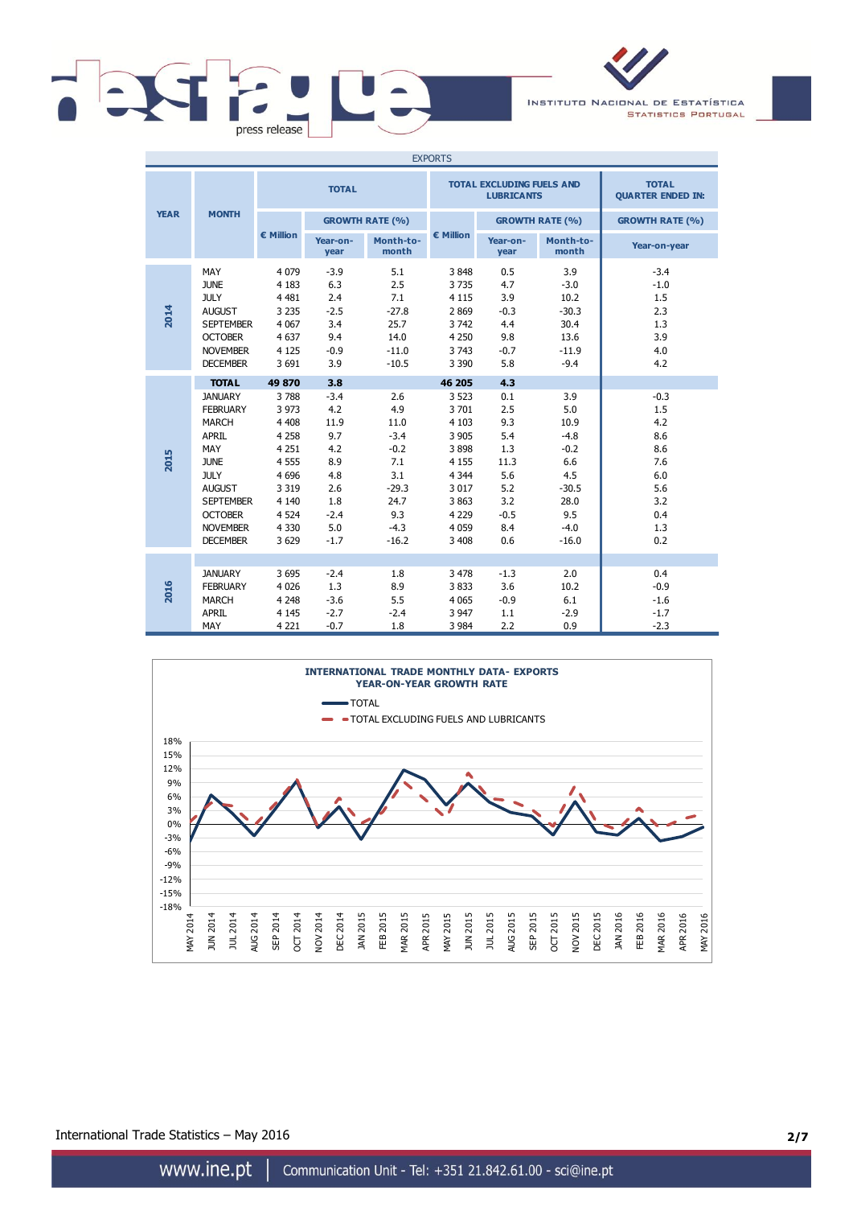EXPORTS

| YEAR | MONTH | TOTAL | | | TOTAL EXCLUDING FUELS AND LUBRICANTS | | | TOTAL QUARTER ENDED IN: |
|---|---|---|---|---|---|---|---|---|
| | | € Million | GROWTH RATE (%) | | € Million | GROWTH RATE (%) | | GROWTH RATE (%) |
| | | | Year-on-year | Month-to-month | | Year-on-year | Month-to-month | Year-on-year |
| 2014 | MAY | 4 079 | -3.9 | 5.1 | 3 848 | 0.5 | 3.9 | -3.4 |
| | JUNE | 4 183 | 6.3 | 2.5 | 3 735 | 4.7 | -3.0 | -1.0 |
| | JULY | 4 481 | 2.4 | 7.1 | 4 115 | 3.9 | 10.2 | 1.5 |
| | AUGUST | 3 235 | -2.5 | -27.8 | 2 869 | -0.3 | -30.3 | 2.3 |
| | SEPTEMBER | 4 067 | 3.4 | 25.7 | 3 742 | 4.4 | 30.4 | 1.3 |
| | OCTOBER | 4 637 | 9.4 | 14.0 | 4 250 | 9.8 | 13.6 | 3.9 |
| | NOVEMBER | 4 125 | -0.9 | -11.0 | 3 743 | -0.7 | -11.9 | 4.0 |
| | DECEMBER | 3 691 | 3.9 | -10.5 | 3 390 | 5.8 | -9.4 | 4.2 |
| | **TOTAL** | **49 870** | **3.8** | | **46 205** | **4.3** | | |
| 2015 | JANUARY | 3 788 | -3.4 | 2.6 | 3 523 | 0.1 | 3.9 | -0.3 |
| | FEBRUARY | 3 973 | 4.2 | 4.9 | 3 701 | 2.5 | 5.0 | 1.5 |
| | MARCH | 4 408 | 11.9 | 11.0 | 4 103 | 9.3 | 10.9 | 4.2 |
| | APRIL | 4 258 | 9.7 | -3.4 | 3 905 | 5.4 | -4.8 | 8.6 |
| | MAY | 4 251 | 4.2 | -0.2 | 3 898 | 1.3 | -0.2 | 8.6 |
| | JUNE | 4 555 | 8.9 | 7.1 | 4 155 | 11.3 | 6.6 | 7.6 |
| | JULY | 4 696 | 4.8 | 3.1 | 4 344 | 5.6 | 4.5 | 6.0 |
| | AUGUST | 3 319 | 2.6 | -29.3 | 3 017 | 5.2 | -30.5 | 5.6 |
| | SEPTEMBER | 4 140 | 1.8 | 24.7 | 3 863 | 3.2 | 28.0 | 3.2 |
| | OCTOBER | 4 524 | -2.4 | 9.3 | 4 229 | -0.5 | 9.5 | 0.4 |
| | NOVEMBER | 4 330 | 5.0 | -4.3 | 4 059 | 8.4 | -4.0 | 1.3 |
| | DECEMBER | 3 629 | -1.7 | -16.2 | 3 408 | 0.6 | -16.0 | 0.2 |
| 2016 | JANUARY | 3 695 | -2.4 | 1.8 | 3 478 | -1.3 | 2.0 | 0.4 |
| | FEBRUARY | 4 026 | 1.3 | 8.9 | 3 833 | 3.6 | 10.2 | -0.9 |
| | MARCH | 4 248 | -3.6 | 5.5 | 4 065 | -0.9 | 6.1 | -1.6 |
| | APRIL | 4 145 | -2.7 | -2.4 | 3 947 | 1.1 | -2.9 | -1.7 |
| | MAY | 4 221 | -0.7 | 1.8 | 3 984 | 2.2 | 0.9 | -2.3 |

**INTERNATIONAL TRADE MONTHLY DATA- EXPORTS**
**YEAR-ON-YEAR GROWTH RATE**

— TOTAL
- - TOTAL EXCLUDING FUELS AND LUBRICANTS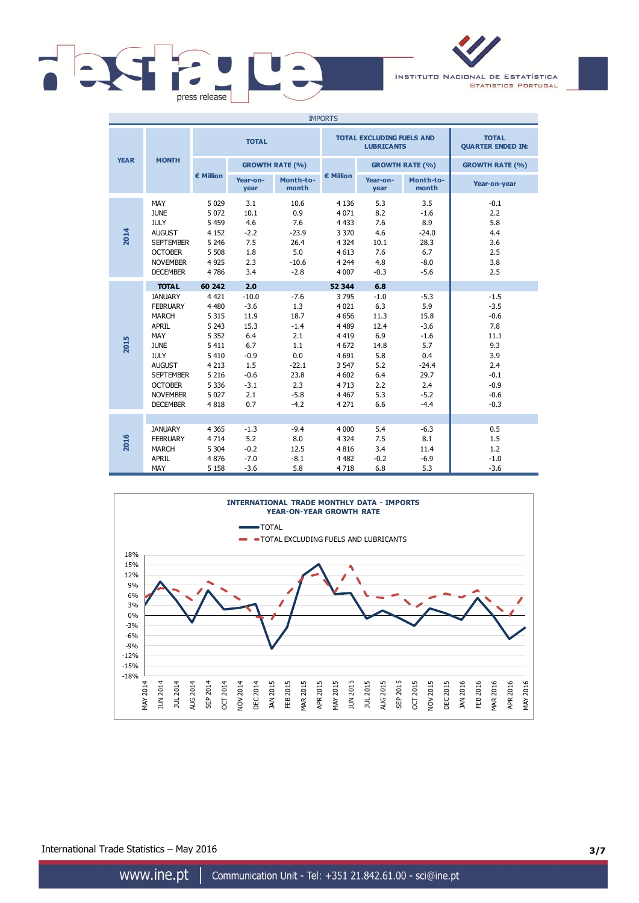## IMPORTS

| YEAR | MONTH | TOTAL | | | TOTAL EXCLUDING FUELS AND LUBRICANTS | | | TOTAL QUARTER ENDED IN: |
|---|---|---|---|---|---|---|---|---|
| | | € Million | GROWTH RATE (%) | | € Million | GROWTH RATE (%) | | GROWTH RATE (%) |
| | | | Year-on-year | Month-to-month | | Year-on-year | Month-to-month | Year-on-year |
| 2014 | MAY | 5 029 | 3.1 | 10.6 | 4 136 | 5.3 | 3.5 | -0.1 |
| | JUNE | 5 072 | 10.1 | 0.9 | 4 071 | 8.2 | -1.6 | 2.2 |
| | JULY | 5 459 | 4.6 | 7.6 | 4 433 | 7.6 | 8.9 | 5.8 |
| | AUGUST | 4 152 | -2.2 | -23.9 | 3 370 | 4.6 | -24.0 | 4.4 |
| | SEPTEMBER | 5 246 | 7.5 | 26.4 | 4 324 | 10.1 | 28.3 | 3.6 |
| | OCTOBER | 5 508 | 1.8 | 5.0 | 4 613 | 7.6 | 6.7 | 2.5 |
| | NOVEMBER | 4 925 | 2.3 | -10.6 | 4 244 | 4.8 | -8.0 | 3.8 |
| | DECEMBER | 4 786 | 3.4 | -2.8 | 4 007 | -0.3 | -5.6 | 2.5 |
| | **TOTAL** | **60 242** | **2.0** | | **52 344** | **6.8** | | |
| 2015 | JANUARY | 4 421 | -10.0 | -7.6 | 3 795 | -1.0 | -5.3 | -1.5 |
| | FEBRUARY | 4 480 | -3.6 | 1.3 | 4 021 | 6.3 | 5.9 | -3.5 |
| | MARCH | 5 315 | 11.9 | 18.7 | 4 656 | 11.3 | 15.8 | -0.6 |
| | APRIL | 5 243 | 15.3 | -1.4 | 4 489 | 12.4 | -3.6 | 7.8 |
| | MAY | 5 352 | 6.4 | 2.1 | 4 419 | 6.9 | -1.6 | 11.1 |
| | JUNE | 5 411 | 6.7 | 1.1 | 4 672 | 14.8 | 5.7 | 9.3 |
| | JULY | 5 410 | -0.9 | 0.0 | 4 691 | 5.8 | 0.4 | 3.9 |
| | AUGUST | 4 213 | 1.5 | -22.1 | 3 547 | 5.2 | -24.4 | 2.4 |
| | SEPTEMBER | 5 216 | -0.6 | 23.8 | 4 602 | 6.4 | 29.7 | -0.1 |
| | OCTOBER | 5 336 | -3.1 | 2.3 | 4 713 | 2.2 | 2.4 | -0.9 |
| | NOVEMBER | 5 027 | 2.1 | -5.8 | 4 467 | 5.3 | -5.2 | -0.6 |
| | DECEMBER | 4 818 | 0.7 | -4.2 | 4 271 | 6.6 | -4.4 | -0.3 |
| 2016 | JANUARY | 4 365 | -1.3 | -9.4 | 4 000 | 5.4 | -6.3 | 0.5 |
| | FEBRUARY | 4 714 | 5.2 | 8.0 | 4 324 | 7.5 | 8.1 | 1.5 |
| | MARCH | 5 304 | -0.2 | 12.5 | 4 816 | 3.4 | 11.4 | 1.2 |
| | APRIL | 4 876 | -7.0 | -8.1 | 4 482 | -0.2 | -6.9 | -1.0 |
| | MAY | 5 158 | -3.6 | 5.8 | 4 718 | 6.8 | 5.3 | -3.6 |

**INTERNATIONAL TRADE MONTHLY DATA - IMPORTS**
**YEAR-ON-YEAR GROWTH RATE**

- TOTAL
- TOTAL EXCLUDING FUELS AND LUBRICANTS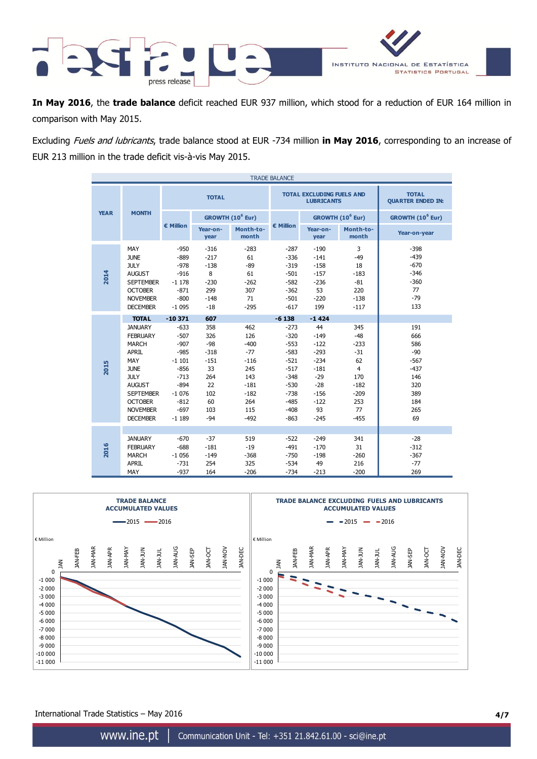In **May 2016**, the **trade balance** deficit reached EUR 937 million, which stood for a reduction of EUR 164 million in comparison with May 2015.

Excluding *Fuels and lubricants*, trade balance stood at EUR -734 million **in May 2016**, corresponding to an increase of EUR 213 million in the trade deficit vis-à-vis May 2015.

**TRADE BALANCE**

| YEAR | MONTH | TOTAL | | | TOTAL EXCLUDING FUELS AND LUBRICANTS | | | TOTAL QUARTER ENDED IN: |
|---|---|---|---|---|---|---|---|---|
| | | € Million | GROWTH ($10^6$ Eur) | | € Million | GROWTH ($10^6$ Eur) | | GROWTH ($10^6$ Eur) |
| | | | Year-on-year | Month-to-month | | Year-on-year | Month-to-month | Year-on-year |
| 2014 | MAY | -950 | -316 | -283 | -287 | -190 | 3 | -398 |
| | JUNE | -889 | -217 | 61 | -336 | -141 | -49 | -439 |
| | JULY | -978 | -138 | -89 | -319 | -158 | 18 | -670 |
| | AUGUST | -916 | 8 | 61 | -501 | -157 | -183 | -346 |
| | SEPTEMBER | -1 178 | -230 | -262 | -582 | -236 | -81 | -360 |
| | OCTOBER | -871 | 299 | 307 | -362 | 53 | 220 | 77 |
| | NOVEMBER | -800 | -148 | 71 | -501 | -220 | -138 | -79 |
| | DECEMBER | -1 095 | -18 | -295 | -617 | 199 | -117 | 133 |
| | **TOTAL** | **-10 371** | **607** | | **-6 138** | **-1 424** | | |
| 2015 | JANUARY | -633 | 358 | 462 | -273 | 44 | 345 | 191 |
| | FEBRUARY | -507 | 326 | 126 | -320 | -149 | -48 | 666 |
| | MARCH | -907 | -98 | -400 | -553 | -122 | -233 | 586 |
| | APRIL | -985 | -318 | -77 | -583 | -293 | -31 | -90 |
| | MAY | -1 101 | -151 | -116 | -521 | -234 | 62 | -567 |
| | JUNE | -856 | 33 | 245 | -517 | -181 | 4 | -437 |
| | JULY | -713 | 264 | 143 | -348 | -29 | 170 | 146 |
| | AUGUST | -894 | 22 | -181 | -530 | -28 | -182 | 320 |
| | SEPTEMBER | -1 076 | 102 | -182 | -738 | -156 | -209 | 389 |
| | OCTOBER | -812 | 60 | 264 | -485 | -122 | 253 | 184 |
| | NOVEMBER | -697 | 103 | 115 | -408 | 93 | 77 | 265 |
| | DECEMBER | -1 189 | -94 | -492 | -863 | -245 | -455 | 69 |
| 2016 | JANUARY | -670 | -37 | 519 | -522 | -249 | 341 | -28 |
| | FEBRUARY | -688 | -181 | -19 | -491 | -170 | 31 | -312 |
| | MARCH | -1 056 | -149 | -368 | -750 | -198 | -260 | -367 |
| | APRIL | -731 | 254 | 325 | -534 | 49 | 216 | -77 |
| | MAY | -937 | 164 | -206 | -734 | -213 | -200 | 269 |

**TRADE BALANCE ACCUMULATED VALUES**

**TRADE BALANCE EXCLUDING FUELS AND LUBRICANTS ACCUMULATED VALUES**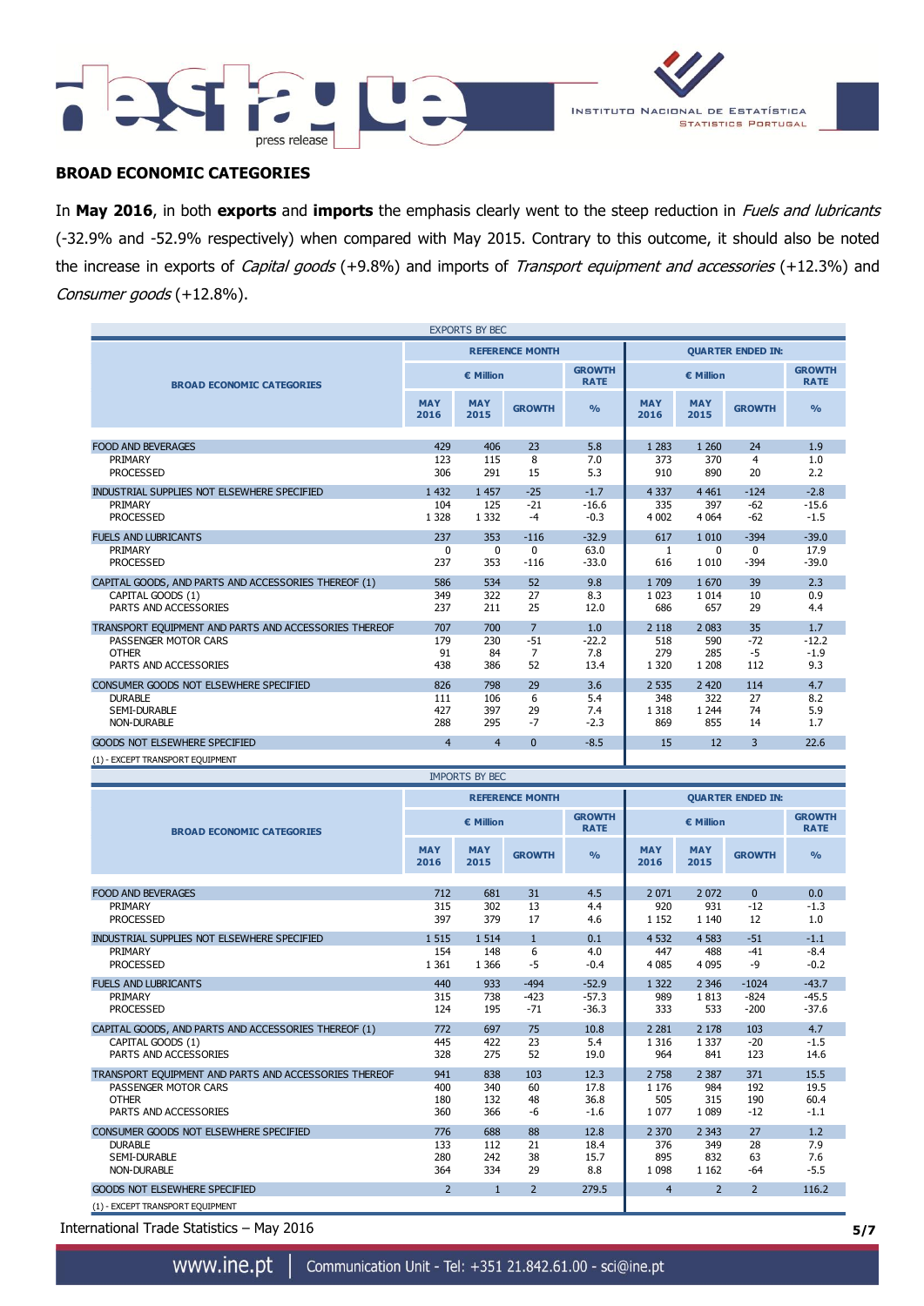## BROAD ECONOMIC CATEGORIES

In **May 2016**, in both **exports** and **imports** the emphasis clearly went to the steep reduction in *Fuels and lubricants* (-32.9% and -52.9% respectively) when compared with May 2015. Contrary to this outcome, it should also be noted the increase in exports of *Capital goods* (+9.8%) and imports of *Transport equipment and accessories* (+12.3%) and *Consumer goods* (+12.8%).

EXPORTS BY BEC

| BROAD ECONOMIC CATEGORIES | REFERENCE MONTH | | | | QUARTER ENDED IN: | | | |
|---|---|---|---|---|---|---|---|---|
| | € Million | | | GROWTH RATE | € Million | | | GROWTH RATE |
| | MAY 2016 | MAY 2015 | GROWTH | % | MAY 2016 | MAY 2015 | GROWTH | % |
| FOOD AND BEVERAGES | 429 | 406 | 23 | 5.8 | 1 283 | 1 260 | 24 | 1.9 |
| PRIMARY | 123 | 115 | 8 | 7.0 | 373 | 370 | 4 | 1.0 |
| PROCESSED | 306 | 291 | 15 | 5.3 | 910 | 890 | 20 | 2.2 |
| INDUSTRIAL SUPPLIES NOT ELSEWHERE SPECIFIED | 1 432 | 1 457 | -25 | -1.7 | 4 337 | 4 461 | -124 | -2.8 |
| PRIMARY | 104 | 125 | -21 | -16.6 | 335 | 397 | -62 | -15.6 |
| PROCESSED | 1 328 | 1 332 | -4 | -0.3 | 4 002 | 4 064 | -62 | -1.5 |
| FUELS AND LUBRICANTS | 237 | 353 | -116 | -32.9 | 617 | 1 010 | -394 | -39.0 |
| PRIMARY | 0 | 0 | 0 | 63.0 | 1 | 0 | 0 | 17.9 |
| PROCESSED | 237 | 353 | -116 | -33.0 | 616 | 1 010 | -394 | -39.0 |
| CAPITAL GOODS, AND PARTS AND ACCESSORIES THEREOF (1) | 586 | 534 | 52 | 9.8 | 1 709 | 1 670 | 39 | 2.3 |
| CAPITAL GOODS (1) | 349 | 322 | 27 | 8.3 | 1 023 | 1 014 | 10 | 0.9 |
| PARTS AND ACCESSORIES | 237 | 211 | 25 | 12.0 | 686 | 657 | 29 | 4.4 |
| TRANSPORT EQUIPMENT AND PARTS AND ACCESSORIES THEREOF | 707 | 700 | 7 | 1.0 | 2 118 | 2 083 | 35 | 1.7 |
| PASSENGER MOTOR CARS | 179 | 230 | -51 | -22.2 | 518 | 590 | -72 | -12.2 |
| OTHER | 91 | 84 | 7 | 7.8 | 279 | 285 | -5 | -1.9 |
| PARTS AND ACCESSORIES | 438 | 386 | 52 | 13.4 | 1 320 | 1 208 | 112 | 9.3 |
| CONSUMER GOODS NOT ELSEWHERE SPECIFIED | 826 | 798 | 29 | 3.6 | 2 535 | 2 420 | 114 | 4.7 |
| DURABLE | 111 | 106 | 6 | 5.4 | 348 | 322 | 27 | 8.2 |
| SEMI-DURABLE | 427 | 397 | 29 | 7.4 | 1 318 | 1 244 | 74 | 5.9 |
| NON-DURABLE | 288 | 295 | -7 | -2.3 | 869 | 855 | 14 | 1.7 |
| GOODS NOT ELSEWHERE SPECIFIED | 4 | 4 | 0 | -8.5 | 15 | 12 | 3 | 22.6 |

(1) - EXCEPT TRANSPORT EQUIPMENT

IMPORTS BY BEC

| BROAD ECONOMIC CATEGORIES | REFERENCE MONTH | | | | QUARTER ENDED IN: | | | |
|---|---|---|---|---|---|---|---|---|
| | € Million | | | GROWTH RATE | € Million | | | GROWTH RATE |
| | MAY 2016 | MAY 2015 | GROWTH | % | MAY 2016 | MAY 2015 | GROWTH | % |
| FOOD AND BEVERAGES | 712 | 681 | 31 | 4.5 | 2 071 | 2 072 | 0 | 0.0 |
| PRIMARY | 315 | 302 | 13 | 4.4 | 920 | 931 | -12 | -1.3 |
| PROCESSED | 397 | 379 | 17 | 4.6 | 1 152 | 1 140 | 12 | 1.0 |
| INDUSTRIAL SUPPLIES NOT ELSEWHERE SPECIFIED | 1 515 | 1 514 | 1 | 0.1 | 4 532 | 4 583 | -51 | -1.1 |
| PRIMARY | 154 | 148 | 6 | 4.0 | 447 | 488 | -41 | -8.4 |
| PROCESSED | 1 361 | 1 366 | -5 | -0.4 | 4 085 | 4 095 | -9 | -0.2 |
| FUELS AND LUBRICANTS | 440 | 933 | -494 | -52.9 | 1 322 | 2 346 | -1024 | -43.7 |
| PRIMARY | 315 | 738 | -423 | -57.3 | 989 | 1 813 | -824 | -45.5 |
| PROCESSED | 124 | 195 | -71 | -36.3 | 333 | 533 | -200 | -37.6 |
| CAPITAL GOODS, AND PARTS AND ACCESSORIES THEREOF (1) | 772 | 697 | 75 | 10.8 | 2 281 | 2 178 | 103 | 4.7 |
| CAPITAL GOODS (1) | 445 | 422 | 23 | 5.4 | 1 316 | 1 337 | -20 | -1.5 |
| PARTS AND ACCESSORIES | 328 | 275 | 52 | 19.0 | 964 | 841 | 123 | 14.6 |
| TRANSPORT EQUIPMENT AND PARTS AND ACCESSORIES THEREOF | 941 | 838 | 103 | 12.3 | 2 758 | 2 387 | 371 | 15.5 |
| PASSENGER MOTOR CARS | 400 | 340 | 60 | 17.8 | 1 176 | 984 | 192 | 19.5 |
| OTHER | 180 | 132 | 48 | 36.8 | 505 | 315 | 190 | 60.4 |
| PARTS AND ACCESSORIES | 360 | 366 | -6 | -1.6 | 1 077 | 1 089 | -12 | -1.1 |
| CONSUMER GOODS NOT ELSEWHERE SPECIFIED | 776 | 688 | 88 | 12.8 | 2 370 | 2 343 | 27 | 1.2 |
| DURABLE | 133 | 112 | 21 | 18.4 | 376 | 349 | 28 | 7.9 |
| SEMI-DURABLE | 280 | 242 | 38 | 15.7 | 895 | 832 | 63 | 7.6 |
| NON-DURABLE | 364 | 334 | 29 | 8.8 | 1 098 | 1 162 | -64 | -5.5 |
| GOODS NOT ELSEWHERE SPECIFIED | 2 | 1 | 2 | 279.5 | 4 | 2 | 2 | 116.2 |

(1) - EXCEPT TRANSPORT EQUIPMENT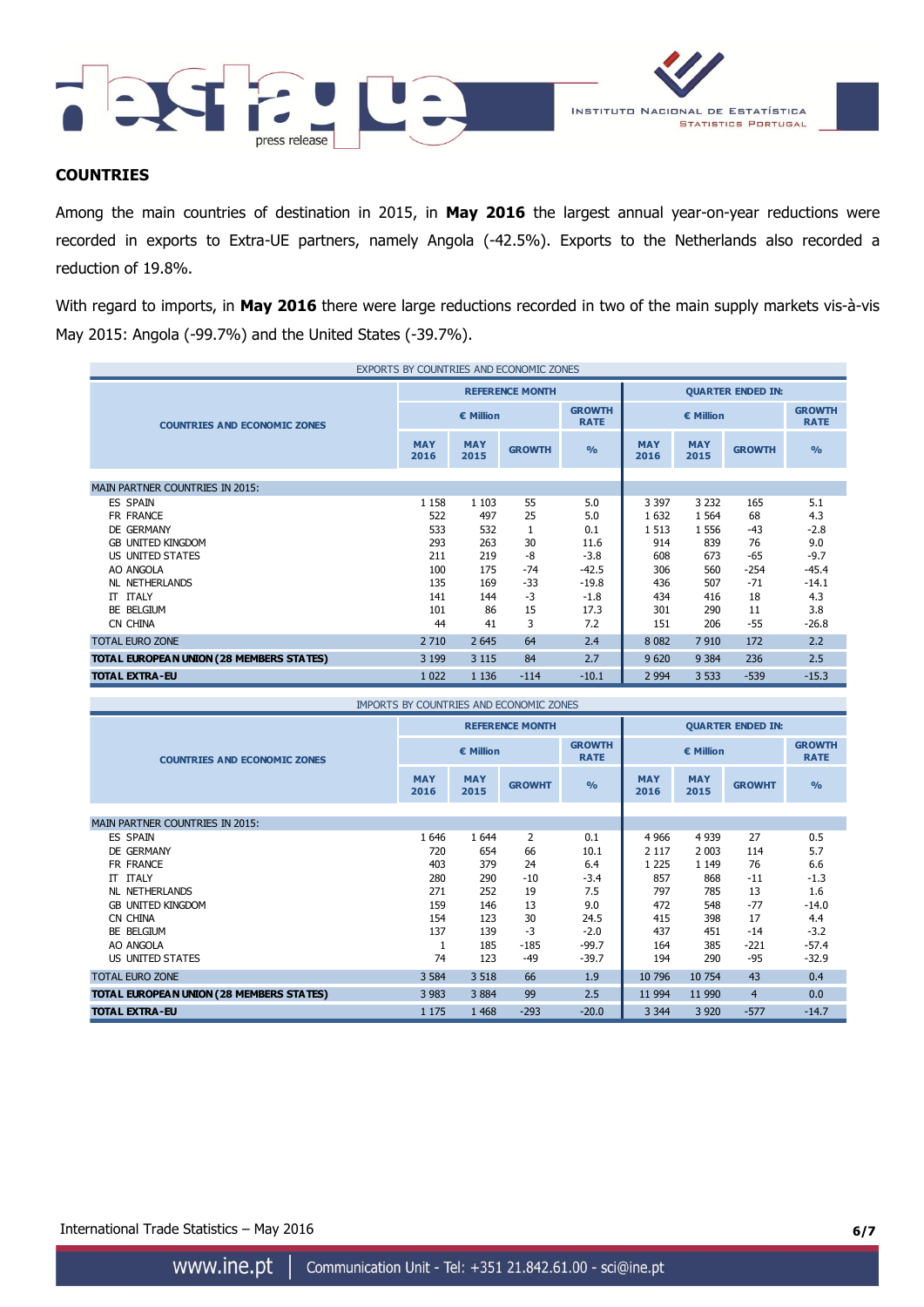## COUNTRIES

Among the main countries of destination in 2015, in **May 2016** the largest annual year-on-year reductions were recorded in exports to Extra-UE partners, namely Angola (-42.5%). Exports to the Netherlands also recorded a reduction of 19.8%.

With regard to imports, in **May 2016** there were large reductions recorded in two of the main supply markets vis-à-vis May 2015: Angola (-99.7%) and the United States (-39.7%).

EXPORTS BY COUNTRIES AND ECONOMIC ZONES

| COUNTRIES AND ECONOMIC ZONES | REFERENCE MONTH | | | | QUARTER ENDED IN: | | | |
|---|---|---|---|---|---|---|---|---|
| | € Million | | | GROWTH RATE | € Million | | | GROWTH RATE |
| | MAY 2016 | MAY 2015 | GROWTH | % | MAY 2016 | MAY 2015 | GROWTH | % |
| MAIN PARTNER COUNTRIES IN 2015: | | | | | | | | |
| ES SPAIN | 1 158 | 1 103 | 55 | 5.0 | 3 397 | 3 232 | 165 | 5.1 |
| FR FRANCE | 522 | 497 | 25 | 5.0 | 1 632 | 1 564 | 68 | 4.3 |
| DE GERMANY | 533 | 532 | 1 | 0.1 | 1 513 | 1 556 | -43 | -2.8 |
| GB UNITED KINGDOM | 293 | 263 | 30 | 11.6 | 914 | 839 | 76 | 9.0 |
| US UNITED STATES | 211 | 219 | -8 | -3.8 | 608 | 673 | -65 | -9.7 |
| AO ANGOLA | 100 | 175 | -74 | -42.5 | 306 | 560 | -254 | -45.4 |
| NL NETHERLANDS | 135 | 169 | -33 | -19.8 | 436 | 507 | -71 | -14.1 |
| IT ITALY | 141 | 144 | -3 | -1.8 | 434 | 416 | 18 | 4.3 |
| BE BELGIUM | 101 | 86 | 15 | 17.3 | 301 | 290 | 11 | 3.8 |
| CN CHINA | 44 | 41 | 3 | 7.2 | 151 | 206 | -55 | -26.8 |
| TOTAL EURO ZONE | 2 710 | 2 645 | 64 | 2.4 | 8 082 | 7 910 | 172 | 2.2 |
| **TOTAL EUROPEAN UNION (28 MEMBERS STATES)** | 3 199 | 3 115 | 84 | 2.7 | 9 620 | 9 384 | 236 | 2.5 |
| **TOTAL EXTRA-EU** | 1 022 | 1 136 | -114 | -10.1 | 2 994 | 3 533 | -539 | -15.3 |

IMPORTS BY COUNTRIES AND ECONOMIC ZONES

| COUNTRIES AND ECONOMIC ZONES | REFERENCE MONTH | | | | QUARTER ENDED IN: | | | |
|---|---|---|---|---|---|---|---|---|
| | € Million | | | GROWTH RATE | € Million | | | GROWTH RATE |
| | MAY 2016 | MAY 2015 | GROWHT | % | MAY 2016 | MAY 2015 | GROWHT | % |
| MAIN PARTNER COUNTRIES IN 2015: | | | | | | | | |
| ES SPAIN | 1 646 | 1 644 | 2 | 0.1 | 4 966 | 4 939 | 27 | 0.5 |
| DE GERMANY | 720 | 654 | 66 | 10.1 | 2 117 | 2 003 | 114 | 5.7 |
| FR FRANCE | 403 | 379 | 24 | 6.4 | 1 225 | 1 149 | 76 | 6.6 |
| IT ITALY | 280 | 290 | -10 | -3.4 | 857 | 868 | -11 | -1.3 |
| NL NETHERLANDS | 271 | 252 | 19 | 7.5 | 797 | 785 | 13 | 1.6 |
| GB UNITED KINGDOM | 159 | 146 | 13 | 9.0 | 472 | 548 | -77 | -14.0 |
| CN CHINA | 154 | 123 | 30 | 24.5 | 415 | 398 | 17 | 4.4 |
| BE BELGIUM | 137 | 139 | -3 | -2.0 | 437 | 451 | -14 | -3.2 |
| AO ANGOLA | 1 | 185 | -185 | -99.7 | 164 | 385 | -221 | -57.4 |
| US UNITED STATES | 74 | 123 | -49 | -39.7 | 194 | 290 | -95 | -32.9 |
| TOTAL EURO ZONE | 3 584 | 3 518 | 66 | 1.9 | 10 796 | 10 754 | 43 | 0.4 |
| **TOTAL EUROPEAN UNION (28 MEMBERS STATES)** | 3 983 | 3 884 | 99 | 2.5 | 11 994 | 11 990 | 4 | 0.0 |
| **TOTAL EXTRA-EU** | 1 175 | 1 468 | -293 | -20.0 | 3 344 | 3 920 | -577 | -14.7 |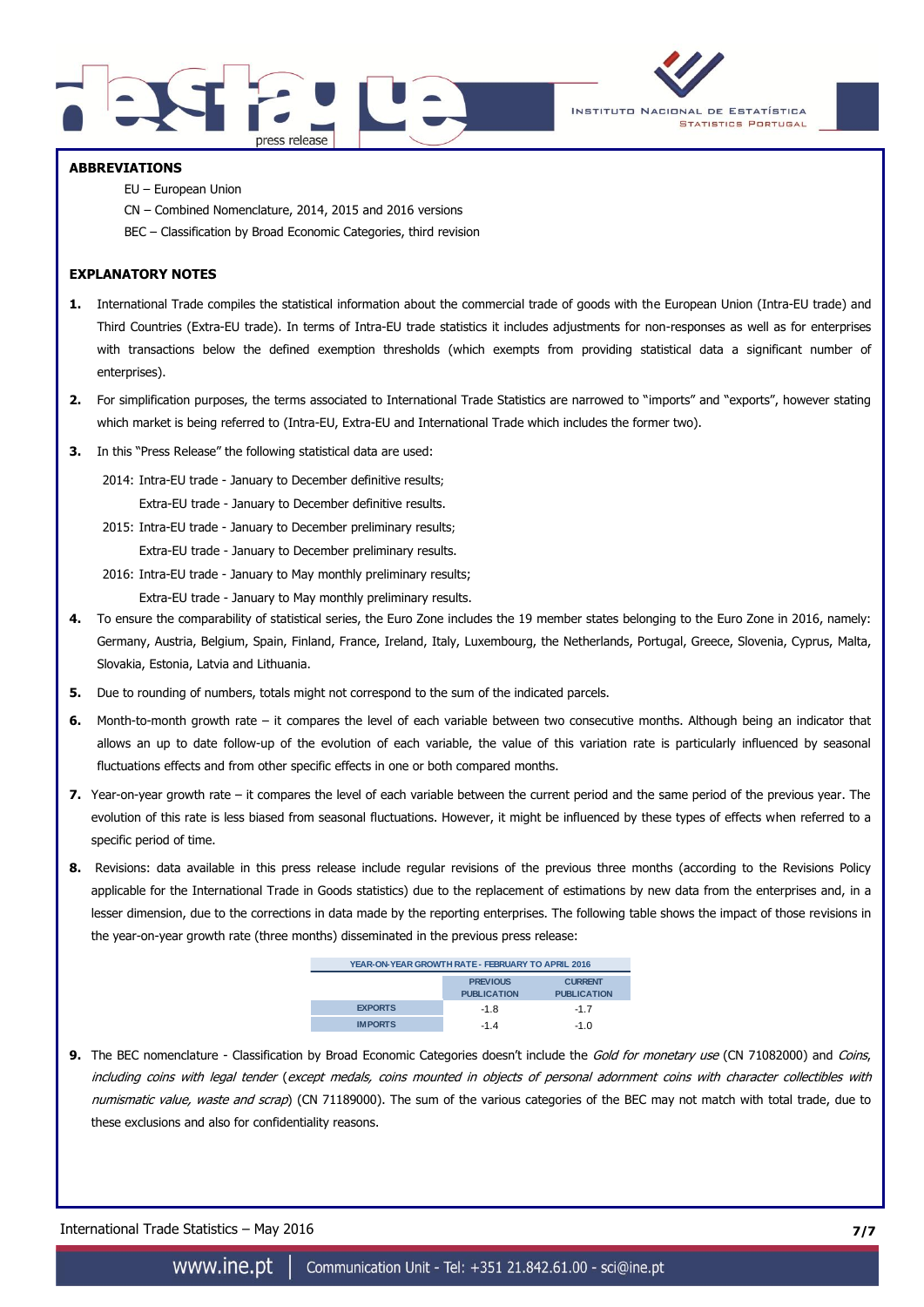## ABBREVIATIONS

EU – European Union

CN – Combined Nomenclature, 2014, 2015 and 2016 versions

BEC – Classification by Broad Economic Categories, third revision

## EXPLANATORY NOTES

1. International Trade compiles the statistical information about the commercial trade of goods with the European Union (Intra-EU trade) and Third Countries (Extra-EU trade). In terms of Intra-EU trade statistics it includes adjustments for non-responses as well as for enterprises with transactions below the defined exemption thresholds (which exempts from providing statistical data a significant number of enterprises).

2. For simplification purposes, the terms associated to International Trade Statistics are narrowed to "imports" and "exports", however stating which market is being referred to (Intra-EU, Extra-EU and International Trade which includes the former two).

3. In this "Press Release" the following statistical data are used:

   2014: Intra-EU trade - January to December definitive results;
   Extra-EU trade - January to December definitive results.

   2015: Intra-EU trade - January to December preliminary results;
   Extra-EU trade - January to December preliminary results.

   2016: Intra-EU trade - January to May monthly preliminary results;
   Extra-EU trade - January to May monthly preliminary results.

4. To ensure the comparability of statistical series, the Euro Zone includes the 19 member states belonging to the Euro Zone in 2016, namely: Germany, Austria, Belgium, Spain, Finland, France, Ireland, Italy, Luxembourg, the Netherlands, Portugal, Greece, Slovenia, Cyprus, Malta, Slovakia, Estonia, Latvia and Lithuania.

5. Due to rounding of numbers, totals might not correspond to the sum of the indicated parcels.

6. Month-to-month growth rate – it compares the level of each variable between two consecutive months. Although being an indicator that allows an up to date follow-up of the evolution of each variable, the value of this variation rate is particularly influenced by seasonal fluctuations effects and from other specific effects in one or both compared months.

7. Year-on-year growth rate – it compares the level of each variable between the current period and the same period of the previous year. The evolution of this rate is less biased from seasonal fluctuations. However, it might be influenced by these types of effects when referred to a specific period of time.

8. Revisions: data available in this press release include regular revisions of the previous three months (according to the Revisions Policy applicable for the International Trade in Goods statistics) due to the replacement of estimations by new data from the enterprises and, in a lesser dimension, due to the corrections in data made by the reporting enterprises. The following table shows the impact of those revisions in the year-on-year growth rate (three months) disseminated in the previous press release:

| YEAR-ON-YEAR GROWTH RATE - FEBRUARY TO APRIL 2016 | | |
|---|---|---|
| | PREVIOUS PUBLICATION | CURRENT PUBLICATION |
| EXPORTS | -1.8 | -1.7 |
| IMPORTS | -1.4 | -1.0 |

9. The BEC nomenclature - Classification by Broad Economic Categories doesn't include the *Gold for monetary use* (CN 71082000) and *Coins, including coins with legal tender* (*except medals, coins mounted in objects of personal adornment coins with character collectibles with numismatic value, waste and scrap*) (CN 71189000). The sum of the various categories of the BEC may not match with total trade, due to these exclusions and also for confidentiality reasons.